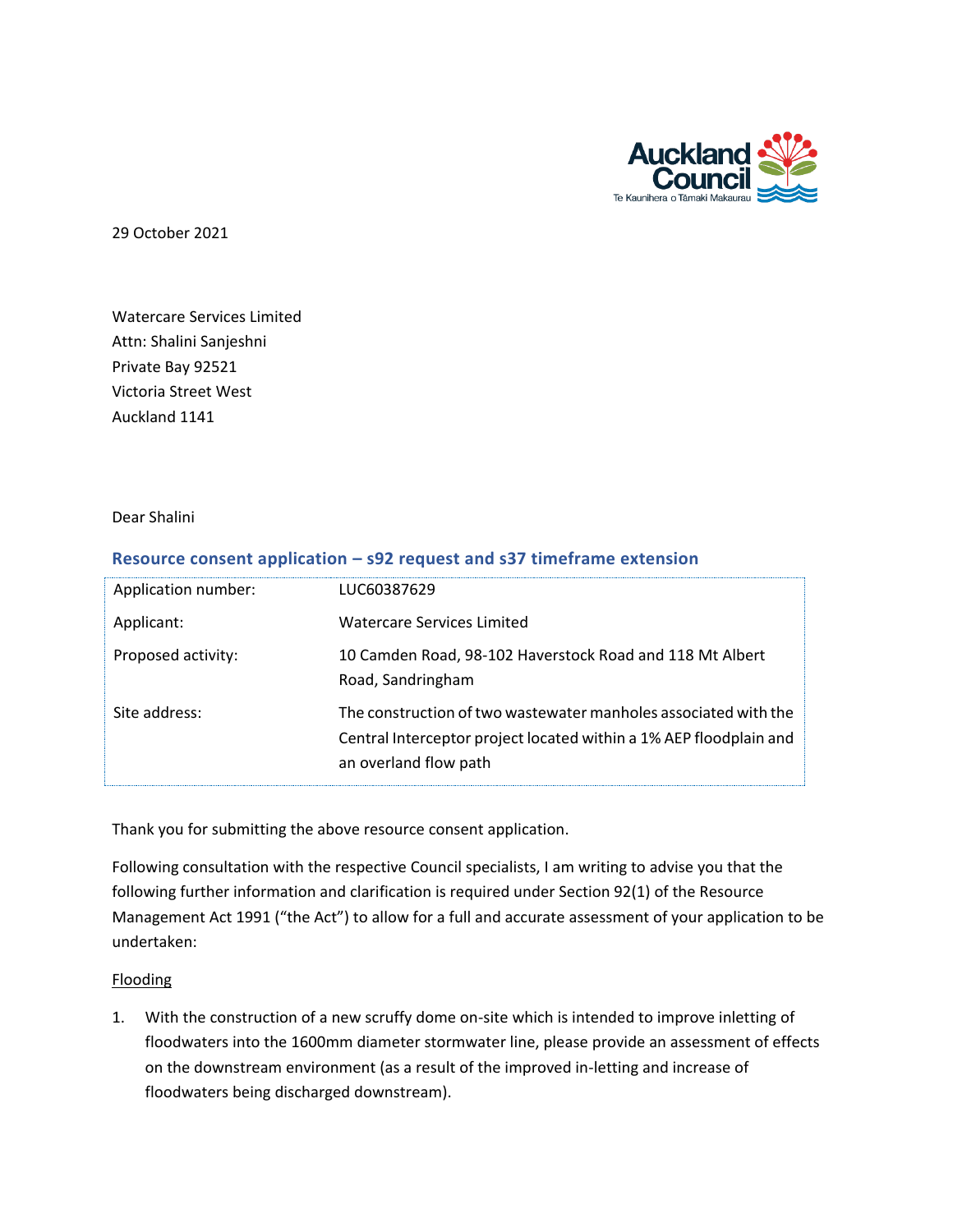29 October 2021

Watercare Services Limited
Attn: Shalini Sanjeshni
Private Bay 92521
Victoria Street West
Auckland 1141

Dear Shalini

## Resource consent application – s92 request and s37 timeframe extension

| Application number: | LUC60387629 |
|---|---|
| Applicant: | Watercare Services Limited |
| Proposed activity: | 10 Camden Road, 98-102 Haverstock Road and 118 Mt Albert Road, Sandringham |
| Site address: | The construction of two wastewater manholes associated with the Central Interceptor project located within a 1% AEP floodplain and an overland flow path |

Thank you for submitting the above resource consent application.

Following consultation with the respective Council specialists, I am writing to advise you that the following further information and clarification is required under Section 92(1) of the Resource Management Act 1991 ("the Act") to allow for a full and accurate assessment of your application to be undertaken:

Flooding

1. With the construction of a new scruffy dome on-site which is intended to improve inletting of floodwaters into the 1600mm diameter stormwater line, please provide an assessment of effects on the downstream environment (as a result of the improved in-letting and increase of floodwaters being discharged downstream).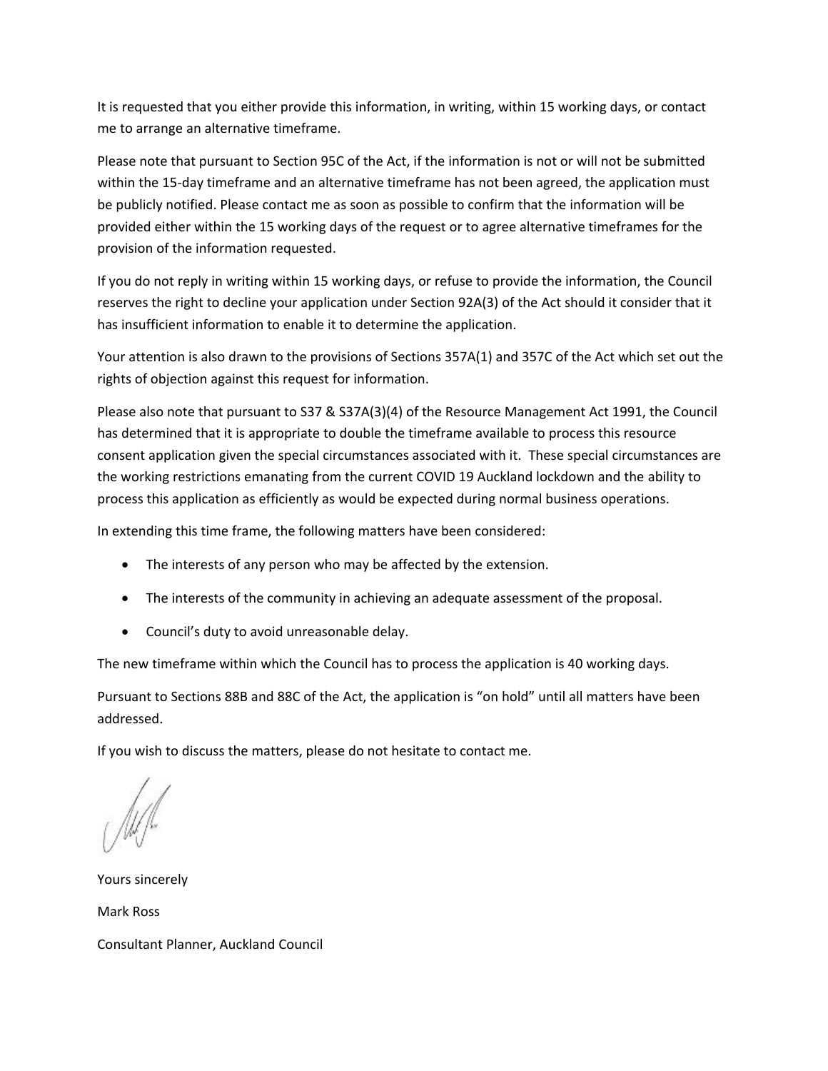It is requested that you either provide this information, in writing, within 15 working days, or contact me to arrange an alternative timeframe.

Please note that pursuant to Section 95C of the Act, if the information is not or will not be submitted within the 15-day timeframe and an alternative timeframe has not been agreed, the application must be publicly notified. Please contact me as soon as possible to confirm that the information will be provided either within the 15 working days of the request or to agree alternative timeframes for the provision of the information requested.

If you do not reply in writing within 15 working days, or refuse to provide the information, the Council reserves the right to decline your application under Section 92A(3) of the Act should it consider that it has insufficient information to enable it to determine the application.

Your attention is also drawn to the provisions of Sections 357A(1) and 357C of the Act which set out the rights of objection against this request for information.

Please also note that pursuant to S37 & S37A(3)(4) of the Resource Management Act 1991, the Council has determined that it is appropriate to double the timeframe available to process this resource consent application given the special circumstances associated with it. These special circumstances are the working restrictions emanating from the current COVID 19 Auckland lockdown and the ability to process this application as efficiently as would be expected during normal business operations.

In extending this time frame, the following matters have been considered:

- The interests of any person who may be affected by the extension.
- The interests of the community in achieving an adequate assessment of the proposal.
- Council's duty to avoid unreasonable delay.

The new timeframe within which the Council has to process the application is 40 working days.

Pursuant to Sections 88B and 88C of the Act, the application is "on hold" until all matters have been addressed.

If you wish to discuss the matters, please do not hesitate to contact me.

Yours sincerely

Mark Ross

Consultant Planner, Auckland Council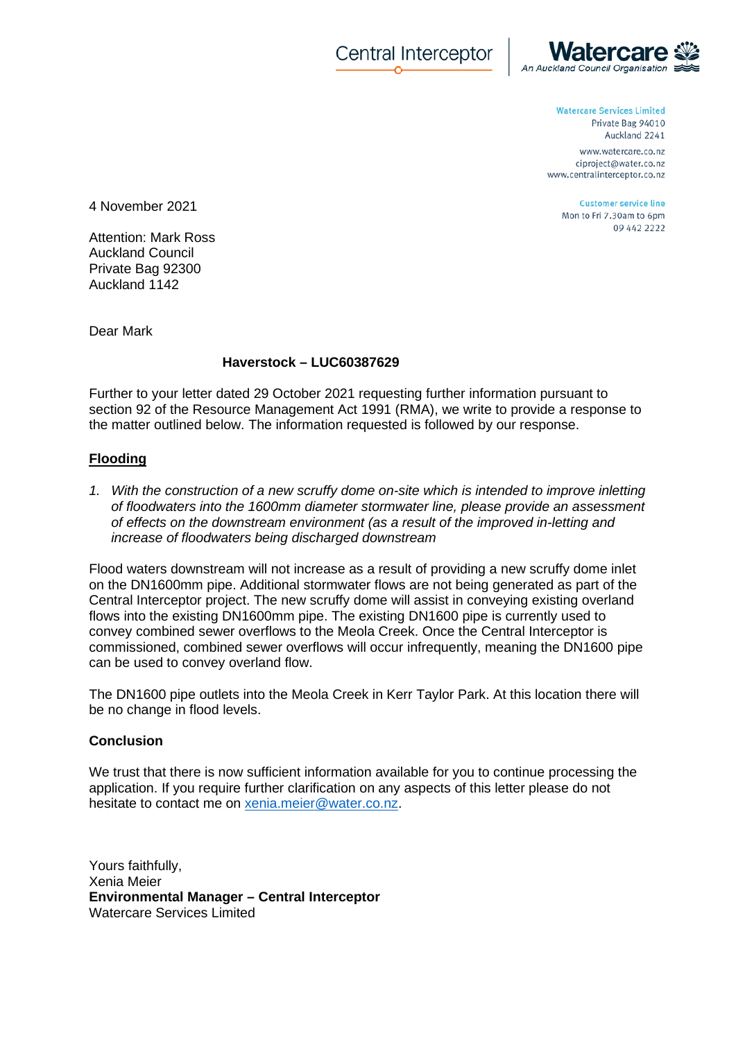Central Interceptor | Watercare
An Auckland Council Organisation

Watercare Services Limited
Private Bag 94010
Auckland 2241

www.watercare.co.nz
ciproject@water.co.nz
www.centralinterceptor.co.nz

Customer service line
Mon to Fri 7.30am to 6pm
09 442 2222

4 November 2021

Attention: Mark Ross
Auckland Council
Private Bag 92300
Auckland 1142

Dear Mark

**Haverstock – LUC60387629**

Further to your letter dated 29 October 2021 requesting further information pursuant to section 92 of the Resource Management Act 1991 (RMA), we write to provide a response to the matter outlined below. The information requested is followed by our response.

## Flooding

1. *With the construction of a new scruffy dome on-site which is intended to improve inletting of floodwaters into the 1600mm diameter stormwater line, please provide an assessment of effects on the downstream environment (as a result of the improved in-letting and increase of floodwaters being discharged downstream*

Flood waters downstream will not increase as a result of providing a new scruffy dome inlet on the DN1600mm pipe. Additional stormwater flows are not being generated as part of the Central Interceptor project. The new scruffy dome will assist in conveying existing overland flows into the existing DN1600mm pipe. The existing DN1600 pipe is currently used to convey combined sewer overflows to the Meola Creek. Once the Central Interceptor is commissioned, combined sewer overflows will occur infrequently, meaning the DN1600 pipe can be used to convey overland flow.

The DN1600 pipe outlets into the Meola Creek in Kerr Taylor Park. At this location there will be no change in flood levels.

## Conclusion

We trust that there is now sufficient information available for you to continue processing the application. If you require further clarification on any aspects of this letter please do not hesitate to contact me on xenia.meier@water.co.nz.

Yours faithfully,
Xenia Meier
**Environmental Manager – Central Interceptor**
Watercare Services Limited